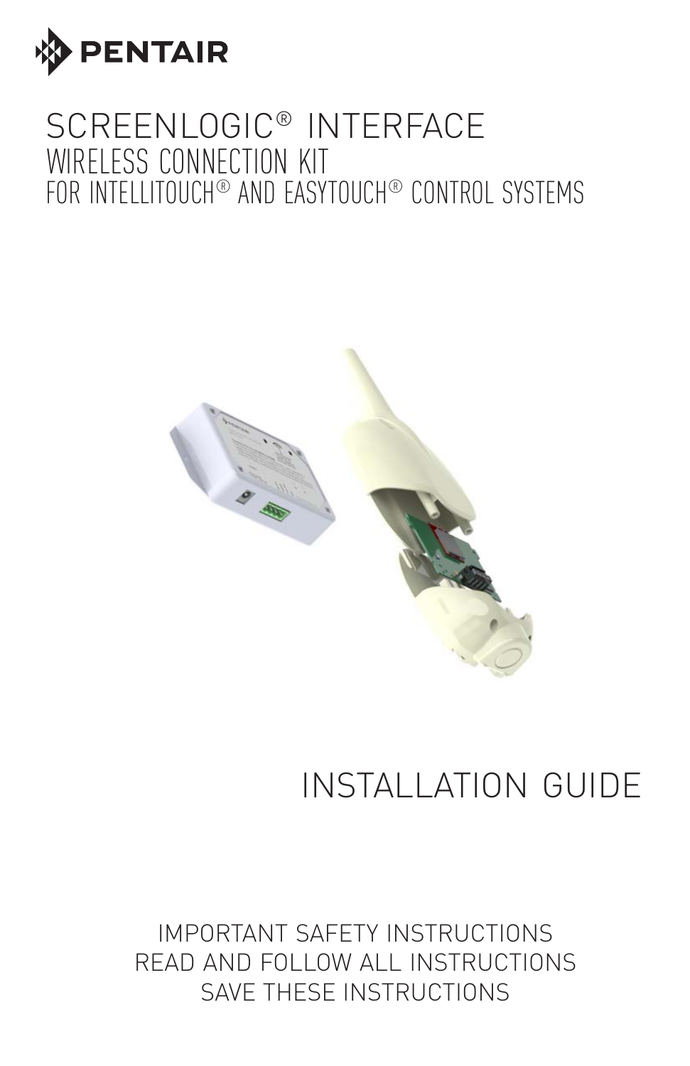PENTAIR

# SCREENLOGIC® INTERFACE

## WIRELESS CONNECTION KIT

### FOR INTELLITOUCH® AND EASYTOUCH® CONTROL SYSTEMS

# INSTALLATION GUIDE

IMPORTANT SAFETY INSTRUCTIONS
READ AND FOLLOW ALL INSTRUCTIONS
SAVE THESE INSTRUCTIONS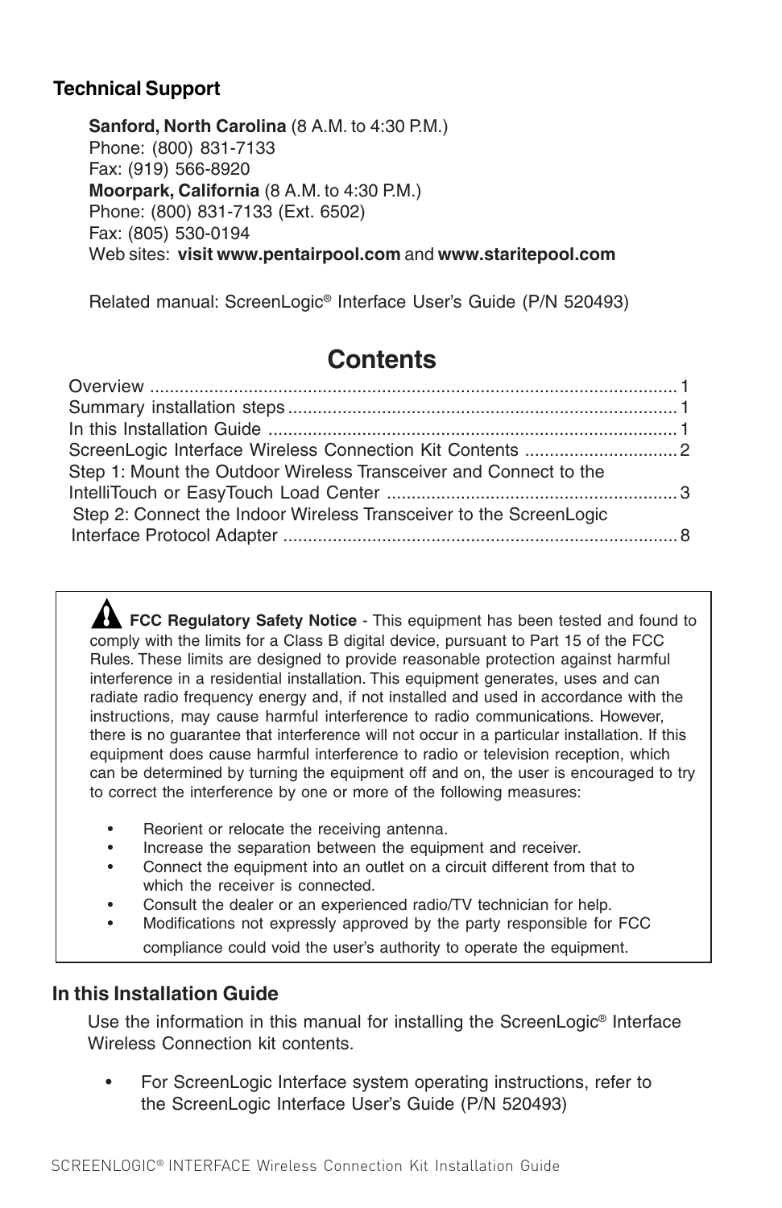### Technical Support

**Sanford, North Carolina** (8 A.M. to 4:30 P.M.)
Phone: (800) 831-7133
Fax: (919) 566-8920
**Moorpark, California** (8 A.M. to 4:30 P.M.)
Phone: (800) 831-7133 (Ext. 6502)
Fax: (805) 530-0194
Web sites: **visit www.pentairpool.com** and **www.staritepool.com**

Related manual: ScreenLogic® Interface User's Guide (P/N 520493)

# Contents

Overview ........................................................................................................ 1
Summary installation steps ............................................................................. 1
In this Installation Guide ................................................................................. 1
ScreenLogic Interface Wireless Connection Kit Contents ............................... 2
Step 1: Mount the Outdoor Wireless Transceiver and Connect to the IntelliTouch or EasyTouch Load Center ........................................................... 3
Step 2: Connect the Indoor Wireless Transceiver to the ScreenLogic Interface Protocol Adapter ............................................................................... 8

> **FCC Regulatory Safety Notice** - This equipment has been tested and found to comply with the limits for a Class B digital device, pursuant to Part 15 of the FCC Rules. These limits are designed to provide reasonable protection against harmful interference in a residential installation. This equipment generates, uses and can radiate radio frequency energy and, if not installed and used in accordance with the instructions, may cause harmful interference to radio communications. However, there is no guarantee that interference will not occur in a particular installation. If this equipment does cause harmful interference to radio or television reception, which can be determined by turning the equipment off and on, the user is encouraged to try to correct the interference by one or more of the following measures:
>
> - Reorient or relocate the receiving antenna.
> - Increase the separation between the equipment and receiver.
> - Connect the equipment into an outlet on a circuit different from that to which the receiver is connected.
> - Consult the dealer or an experienced radio/TV technician for help.
> - Modifications not expressly approved by the party responsible for FCC compliance could void the user's authority to operate the equipment.

### In this Installation Guide

Use the information in this manual for installing the ScreenLogic® Interface Wireless Connection kit contents.

- For ScreenLogic Interface system operating instructions, refer to the ScreenLogic Interface User's Guide (P/N 520493)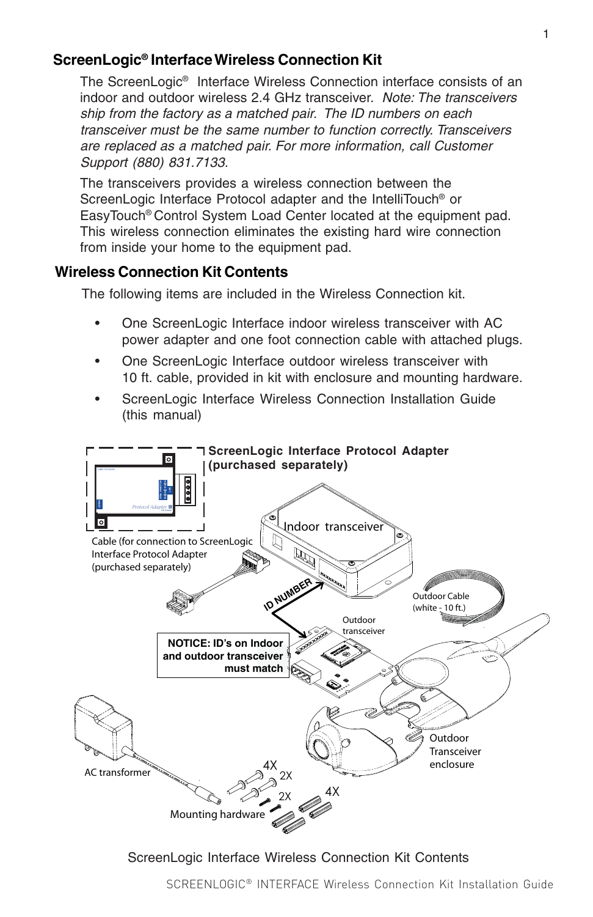## ScreenLogic® Interface Wireless Connection Kit

The ScreenLogic® Interface Wireless Connection interface consists of an indoor and outdoor wireless 2.4 GHz transceiver. *Note: The transceivers ship from the factory as a matched pair. The ID numbers on each transceiver must be the same number to function correctly. Transceivers are replaced as a matched pair. For more information, call Customer Support (880) 831.7133*.

The transceivers provides a wireless connection between the ScreenLogic Interface Protocol adapter and the IntelliTouch® or EasyTouch® Control System Load Center located at the equipment pad. This wireless connection eliminates the existing hard wire connection from inside your home to the equipment pad.

## Wireless Connection Kit Contents

The following items are included in the Wireless Connection kit.

- One ScreenLogic Interface indoor wireless transceiver with AC power adapter and one foot connection cable with attached plugs.
- One ScreenLogic Interface outdoor wireless transceiver with 10 ft. cable, provided in kit with enclosure and mounting hardware.
- ScreenLogic Interface Wireless Connection Installation Guide (this manual)

**ScreenLogic Interface Protocol Adapter (purchased separately)**

Indoor transceiver

Cable (for connection to ScreenLogic Interface Protocol Adapter (purchased separately)

ID NUMBER

Outdoor Cable (white - 10 ft.)

Outdoor transceiver

**NOTICE: ID's on Indoor and outdoor transceiver must match**

Outdoor Transceiver enclosure

AC transformer

4X 2X 2X 4X

Mounting hardware

ScreenLogic Interface Wireless Connection Kit Contents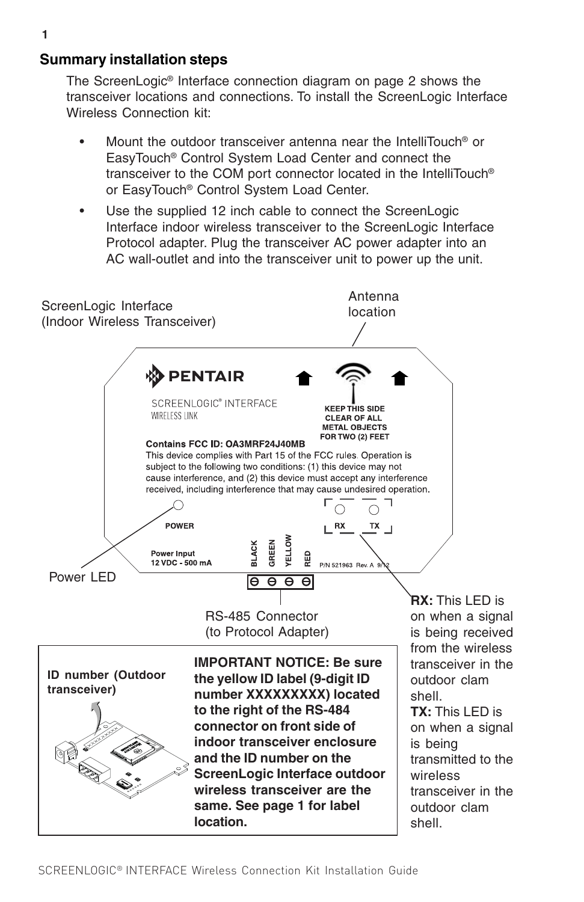## Summary installation steps

The ScreenLogic® Interface connection diagram on page 2 shows the transceiver locations and connections. To install the ScreenLogic Interface Wireless Connection kit:

- Mount the outdoor transceiver antenna near the IntelliTouch® or EasyTouch® Control System Load Center and connect the transceiver to the COM port connector located in the IntelliTouch® or EasyTouch® Control System Load Center.
- Use the supplied 12 inch cable to connect the ScreenLogic Interface indoor wireless transceiver to the ScreenLogic Interface Protocol adapter. Plug the transceiver AC power adapter into an AC wall-outlet and into the transceiver unit to power up the unit.

ScreenLogic Interface (Indoor Wireless Transceiver)

Antenna location

PENTAIR

SCREENLOGIC® INTERFACE WIRELESS LINK

KEEP THIS SIDE CLEAR OF ALL METAL OBJECTS FOR TWO (2) FEET

**Contains FCC ID: OA3MRF24J40MB**

This device complies with Part 15 of the FCC rules. Operation is subject to the following two conditions: (1) this device may not cause interference, and (2) this device must accept any interference received, including interference that may cause undesired operation.

POWER

RX TX

Power Input 12 VDC - 500 mA

BLACK GREEN YELLOW RED

P/N 521963 Rev. A 9/12

Power LED

RS-485 Connector (to Protocol Adapter)

**RX:** This LED is on when a signal is being received from the wireless transceiver in the outdoor clam shell.

**TX:** This LED is on when a signal is being transmitted to the wireless transceiver in the outdoor clam shell.

**ID number (Outdoor transceiver)**

**IMPORTANT NOTICE: Be sure the yellow ID label (9-digit ID number XXXXXXXXX) located to the right of the RS-484 connector on front side of indoor transceiver enclosure and the ID number on the ScreenLogic Interface outdoor wireless transceiver are the same. See page 1 for label location.**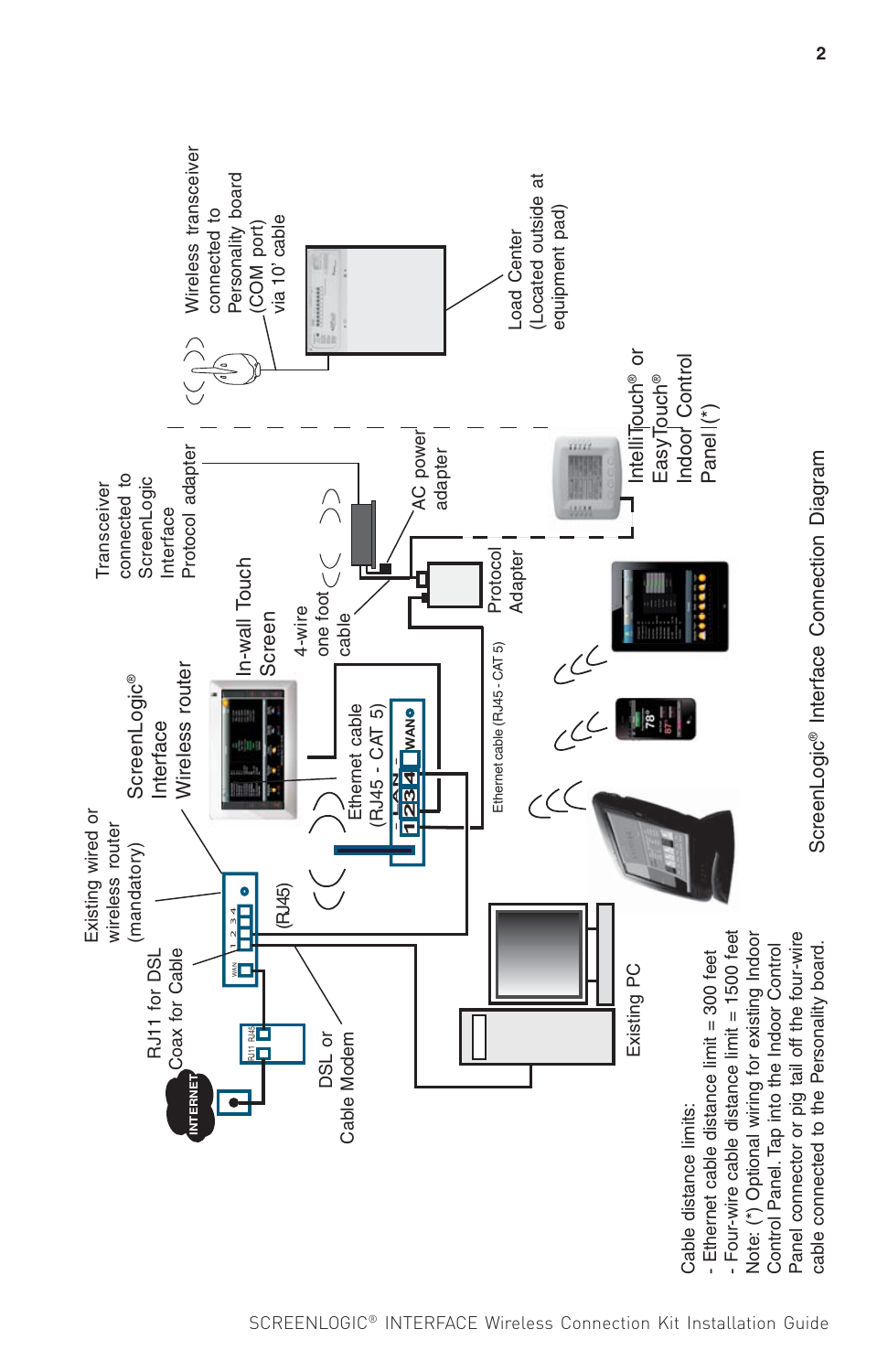## ScreenLogic® Interface Connection Diagram

INTERNET

RJ11 for DSL
Coax for Cable

DSL or
Cable Modem

Existing wired or
wireless router
(mandatory)

(RJ45)

ScreenLogic®
Interface
Wireless router

Ethernet cable
(RJ45 - CAT 5)

In-wall Touch
Screen

4-wire
one foot
cable

Transceiver
connected to
ScreenLogic
Interface
Protocol adapter

AC power
adapter

Protocol
Adapter

Ethernet cable (RJ45 - CAT 5)

Wireless transceiver
connected to
Personality board
(COM port)
via 10' cable

Load Center
(Located outside at
equipment pad)

IntelliTouch® or
EasyTouch®
Indoor Control
Panel (*)

Existing PC

Cable distance limits:
- Ethernet cable distance limit = 300 feet
- Four-wire cable distance limit = 1500 feet

Note: (*) Optional wiring for existing Indoor Control Panel. Tap into the Indoor Control Panel connector or pig tail off the four-wire cable connected to the Personality board.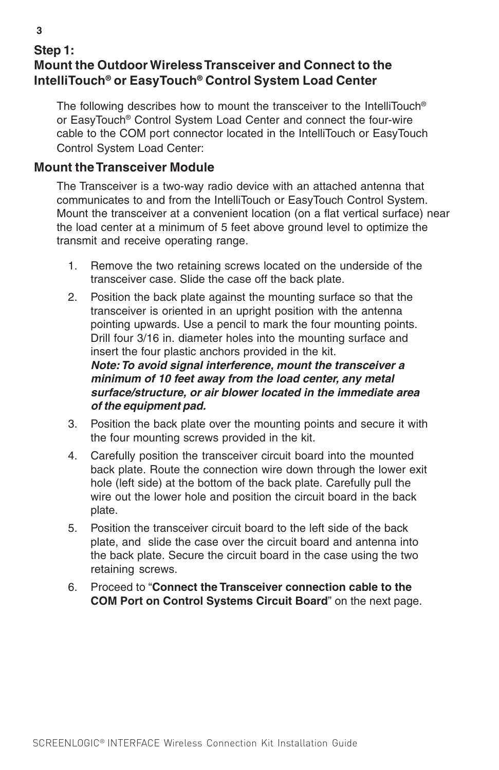## Step 1:
## Mount the Outdoor Wireless Transceiver and Connect to the IntelliTouch® or EasyTouch® Control System Load Center

The following describes how to mount the transceiver to the IntelliTouch® or EasyTouch® Control System Load Center and connect the four-wire cable to the COM port connector located in the IntelliTouch or EasyTouch Control System Load Center:

### Mount the Transceiver Module

The Transceiver is a two-way radio device with an attached antenna that communicates to and from the IntelliTouch or EasyTouch Control System. Mount the transceiver at a convenient location (on a flat vertical surface) near the load center at a minimum of 5 feet above ground level to optimize the transmit and receive operating range.

1. Remove the two retaining screws located on the underside of the transceiver case. Slide the case off the back plate.
2. Position the back plate against the mounting surface so that the transceiver is oriented in an upright position with the antenna pointing upwards. Use a pencil to mark the four mounting points. Drill four 3/16 in. diameter holes into the mounting surface and insert the four plastic anchors provided in the kit.
   ***Note: To avoid signal interference, mount the transceiver a minimum of 10 feet away from the load center, any metal surface/structure, or air blower located in the immediate area of the equipment pad.***
3. Position the back plate over the mounting points and secure it with the four mounting screws provided in the kit.
4. Carefully position the transceiver circuit board into the mounted back plate. Route the connection wire down through the lower exit hole (left side) at the bottom of the back plate. Carefully pull the wire out the lower hole and position the circuit board in the back plate.
5. Position the transceiver circuit board to the left side of the back plate, and slide the case over the circuit board and antenna into the back plate. Secure the circuit board in the case using the two retaining screws.
6. Proceed to "**Connect the Transceiver connection cable to the COM Port on Control Systems Circuit Board**" on the next page.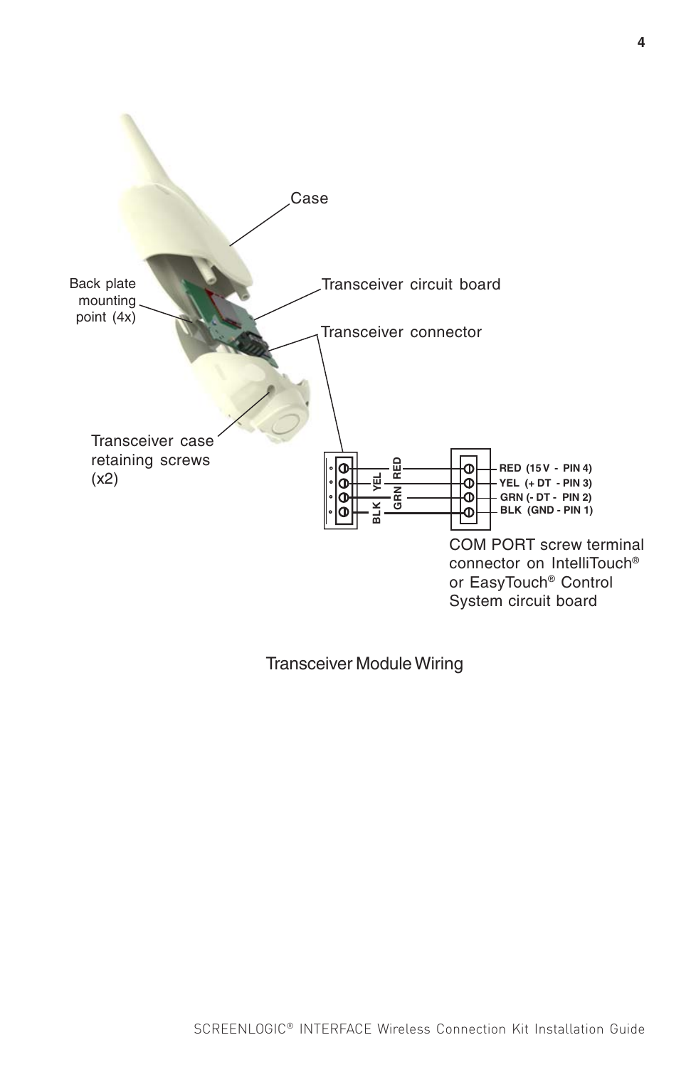Case

Back plate mounting point (4x)

Transceiver circuit board

Transceiver connector

Transceiver case retaining screws (x2)

BLK YEL GRN RED

RED (15 V - PIN 4)
YEL (+ DT - PIN 3)
GRN (- DT - PIN 2)
BLK (GND - PIN 1)

COM PORT screw terminal connector on IntelliTouch® or EasyTouch® Control System circuit board

Transceiver Module Wiring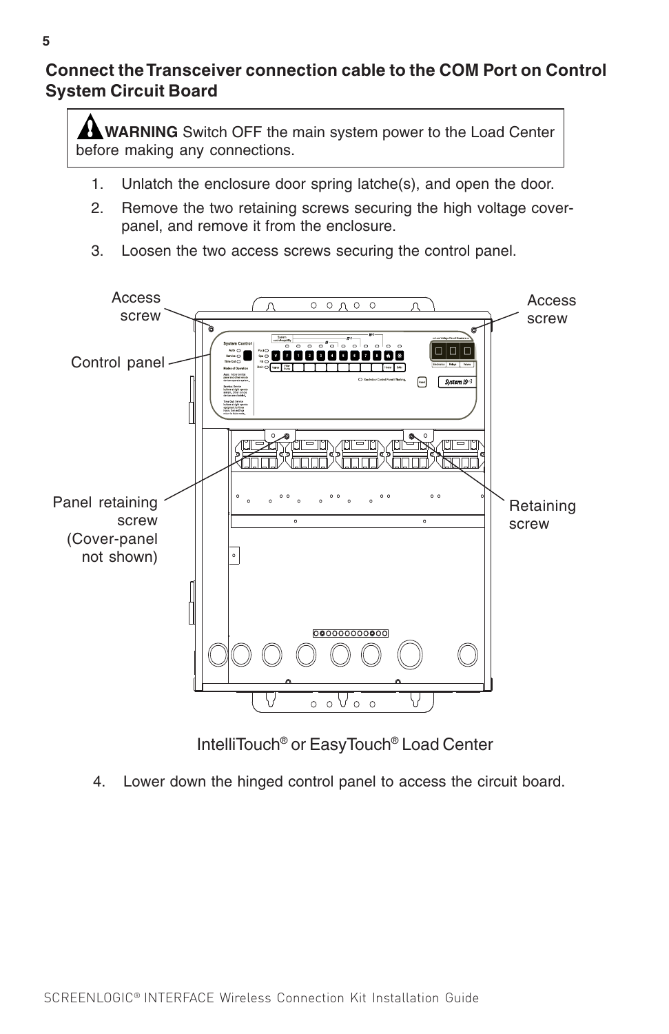## Connect the Transceiver connection cable to the COM Port on Control System Circuit Board

> **WARNING** Switch OFF the main system power to the Load Center before making any connections.

1. Unlatch the enclosure door spring latche(s), and open the door.
2. Remove the two retaining screws securing the high voltage cover-panel, and remove it from the enclosure.
3. Loosen the two access screws securing the control panel.

Access screw

Control panel

Panel retaining screw (Cover-panel not shown)

Access screw

Retaining screw

IntelliTouch® or EasyTouch® Load Center

4. Lower down the hinged control panel to access the circuit board.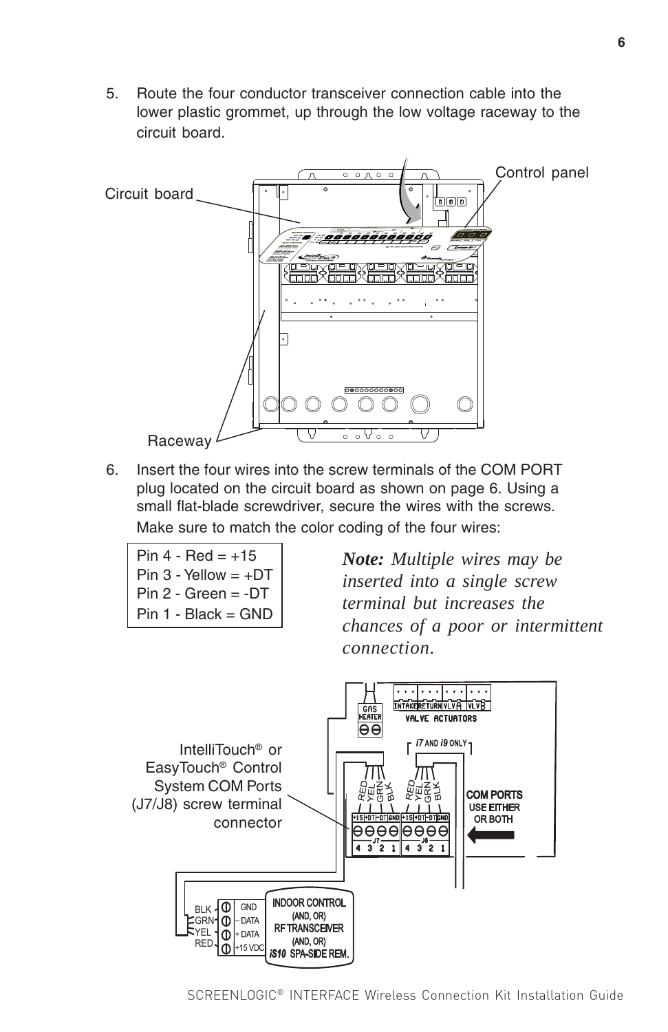5. Route the four conductor transceiver connection cable into the lower plastic grommet, up through the low voltage raceway to the circuit board.

Circuit board

Control panel

Raceway

6. Insert the four wires into the screw terminals of the COM PORT plug located on the circuit board as shown on page 6. Using a small flat-blade screwdriver, secure the wires with the screws. Make sure to match the color coding of the four wires:

| Pin 4 - Red = +15 |
|---|
| Pin 3 - Yellow = +DT |
| Pin 2 - Green = -DT |
| Pin 1 - Black = GND |

***Note:*** *Multiple wires may be inserted into a single screw terminal but increases the chances of a poor or intermittent connection.*

IntelliTouch® or EasyTouch® Control System COM Ports (J7/J8) screw terminal connector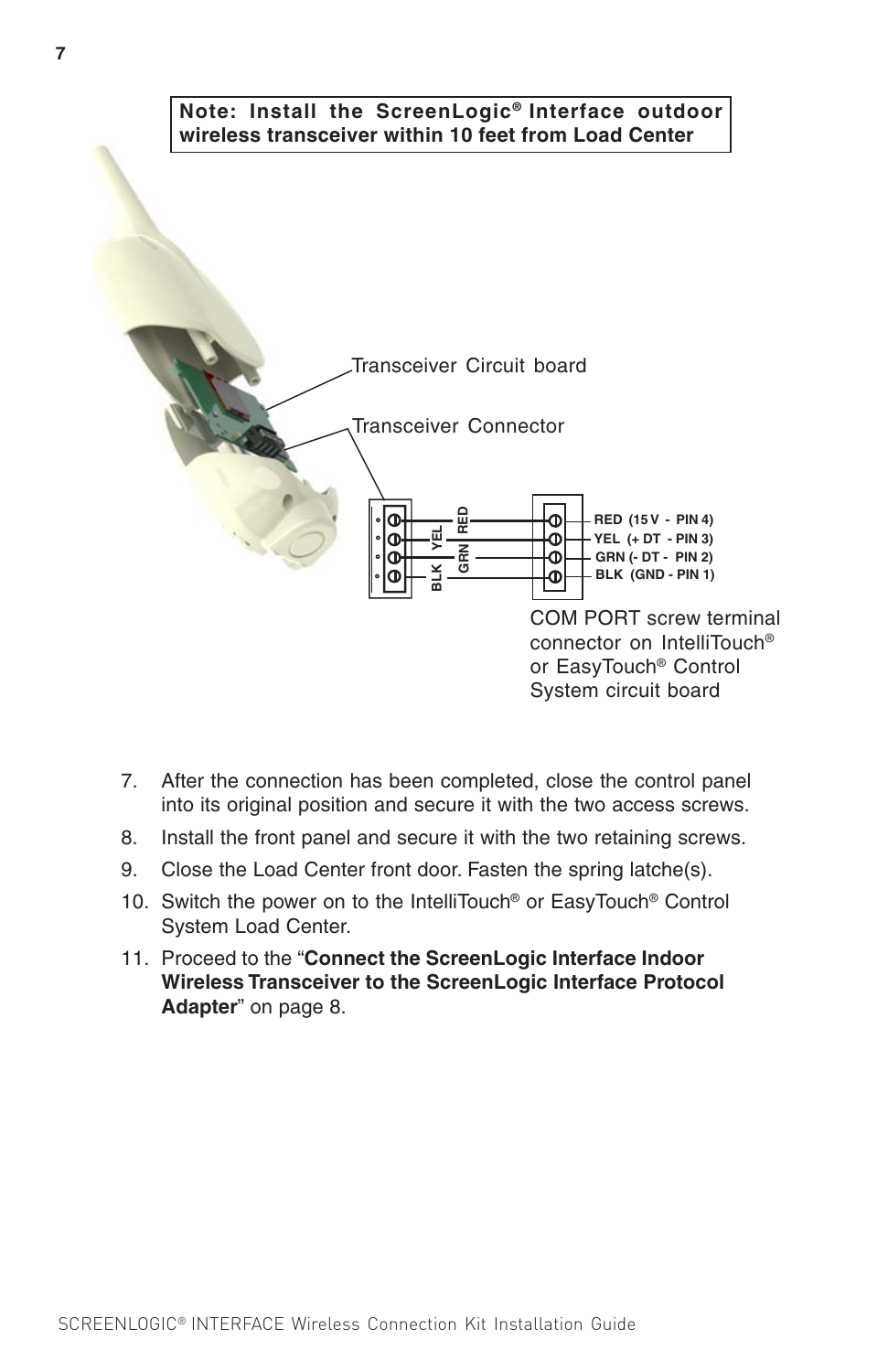**Note: Install the ScreenLogic® Interface outdoor wireless transceiver within 10 feet from Load Center**

Transceiver Circuit board

Transceiver Connector

BLK YEL GRN RED

RED (15 V - PIN 4)
YEL (+ DT - PIN 3)
GRN (- DT - PIN 2)
BLK (GND - PIN 1)

COM PORT screw terminal connector on IntelliTouch® or EasyTouch® Control System circuit board

7. After the connection has been completed, close the control panel into its original position and secure it with the two access screws.
8. Install the front panel and secure it with the two retaining screws.
9. Close the Load Center front door. Fasten the spring latche(s).
10. Switch the power on to the IntelliTouch® or EasyTouch® Control System Load Center.
11. Proceed to the "**Connect the ScreenLogic Interface Indoor Wireless Transceiver to the ScreenLogic Interface Protocol Adapter**" on page 8.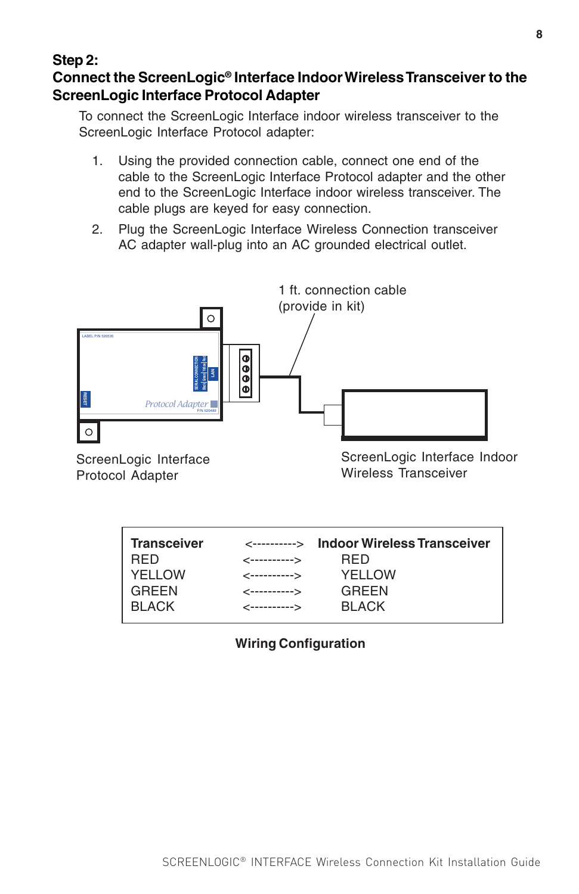## Step 2: Connect the ScreenLogic® Interface Indoor Wireless Transceiver to the ScreenLogic Interface Protocol Adapter

To connect the ScreenLogic Interface indoor wireless transceiver to the ScreenLogic Interface Protocol adapter:

1. Using the provided connection cable, connect one end of the cable to the ScreenLogic Interface Protocol adapter and the other end to the ScreenLogic Interface indoor wireless transceiver. The cable plugs are keyed for easy connection.
2. Plug the ScreenLogic Interface Wireless Connection transceiver AC adapter wall-plug into an AC grounded electrical outlet.

1 ft. connection cable (provide in kit)

ScreenLogic Interface Protocol Adapter

ScreenLogic Interface Indoor Wireless Transceiver

| Transceiver | <----------> | Indoor Wireless Transceiver |
|---|---|---|
| RED | <----------> | RED |
| YELLOW | <----------> | YELLOW |
| GREEN | <----------> | GREEN |
| BLACK | <----------> | BLACK |

**Wiring Configuration**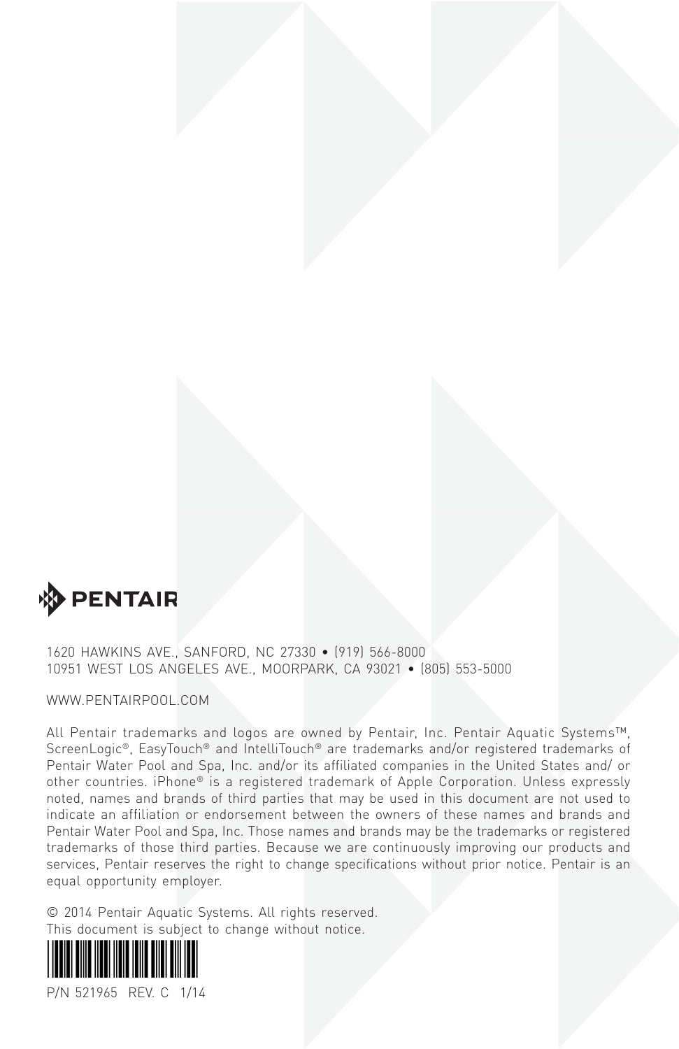PENTAIR

1620 HAWKINS AVE., SANFORD, NC 27330 • (919) 566-8000
10951 WEST LOS ANGELES AVE., MOORPARK, CA 93021 • (805) 553-5000

WWW.PENTAIRPOOL.COM

All Pentair trademarks and logos are owned by Pentair, Inc. Pentair Aquatic Systems™, ScreenLogic®, EasyTouch® and IntelliTouch® are trademarks and/or registered trademarks of Pentair Water Pool and Spa, Inc. and/or its affiliated companies in the United States and/ or other countries. iPhone® is a registered trademark of Apple Corporation. Unless expressly noted, names and brands of third parties that may be used in this document are not used to indicate an affiliation or endorsement between the owners of these names and brands and Pentair Water Pool and Spa, Inc. Those names and brands may be the trademarks or registered trademarks of those third parties. Because we are continuously improving our products and services, Pentair reserves the right to change specifications without prior notice. Pentair is an equal opportunity employer.

© 2014 Pentair Aquatic Systems. All rights reserved.
This document is subject to change without notice.

P/N 521965 REV. C 1/14